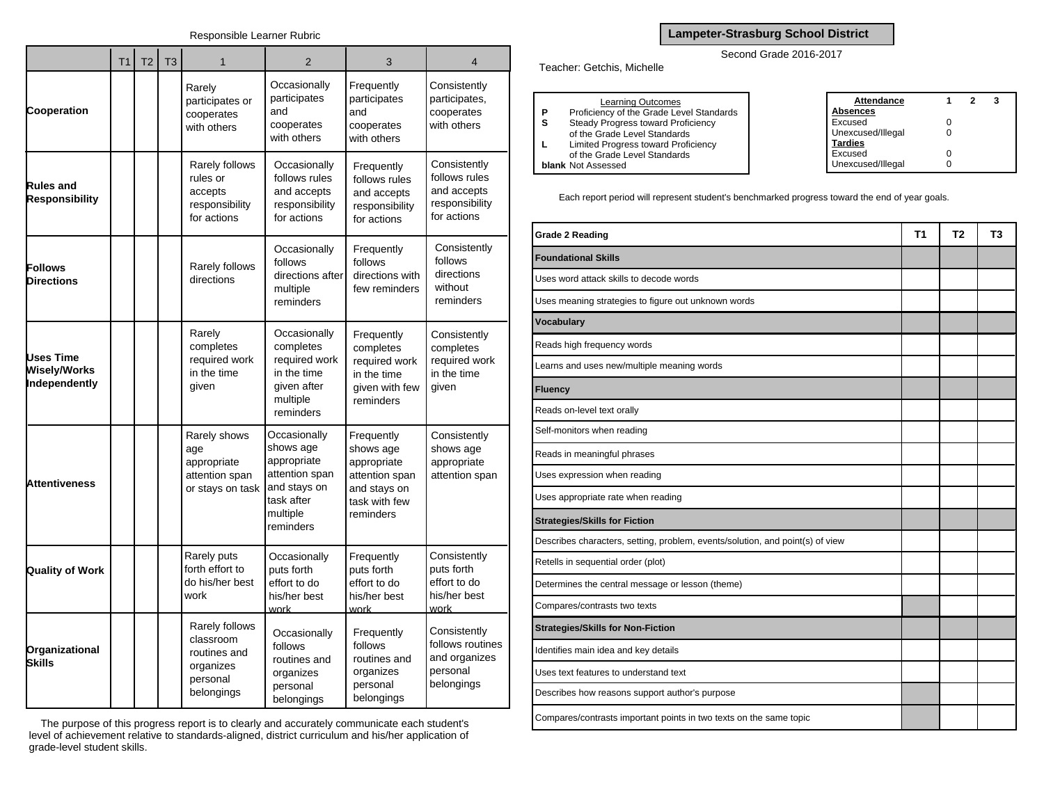## Responsible Learner Rubric

| | T1 | T2 | T3 | 1 | 2 | 3 | 4 |
|---|---|---|---|---|---|---|---|
| **Cooperation** | | | | Rarely participates or cooperates with others | Occasionally participates and cooperates with others | Frequently participates and cooperates with others | Consistently participates, cooperates with others |
| **Rules and Responsibility** | | | | Rarely follows rules or accepts responsibility for actions | Occasionally follows rules and accepts responsibility for actions | Frequently follows rules and accepts responsibility for actions | Consistently follows rules and accepts responsibility for actions |
| **Follows Directions** | | | | Rarely follows directions | Occasionally follows directions after multiple reminders | Frequently follows directions with few reminders | Consistently follows directions without reminders |
| **Uses Time Wisely/Works Independently** | | | | Rarely completes required work in the time given | Occasionally completes required work in the time given after multiple reminders | Frequently completes required work in the time given with few reminders | Consistently completes required work in the time given |
| **Attentiveness** | | | | Rarely shows age appropriate attention span or stays on task | Occasionally shows age appropriate attention span and stays on task after multiple reminders | Frequently shows age appropriate attention span and stays on task with few reminders | Consistently shows age appropriate attention span |
| **Quality of Work** | | | | Rarely puts forth effort to do his/her best work | Occasionally puts forth effort to do his/her best work | Frequently puts forth effort to do his/her best work | Consistently puts forth effort to do his/her best work |
| **Organizational Skills** | | | | Rarely follows classroom routines and organizes personal belongings | Occasionally follows routines and organizes personal belongings | Frequently follows routines and organizes personal belongings | Consistently follows routines and organizes personal belongings |

The purpose of this progress report is to clearly and accurately communicate each student's level of achievement relative to standards-aligned, district curriculum and his/her application of grade-level student skills.

## Lampeter-Strasburg School District

Second Grade 2016-2017

Teacher: Getchis, Michelle

**Learning Outcomes**

- **P** Proficiency of the Grade Level Standards
- **S** Steady Progress toward Proficiency of the Grade Level Standards
- **L** Limited Progress toward Proficiency of the Grade Level Standards
- **blank** Not Assessed

| **Attendance** | **1** | **2** | **3** |
|---|---|---|---|
| **Absences** | | | |
| Excused | 0 | | |
| Unexcused/Illegal | 0 | | |
| **Tardies** | | | |
| Excused | 0 | | |
| Unexcused/Illegal | 0 | | |

Each report period will represent student's benchmarked progress toward the end of year goals.

| **Grade 2 Reading** | **T1** | **T2** | **T3** |
|---|---|---|---|
| **Foundational Skills** | | | |
| Uses word attack skills to decode words | | | |
| Uses meaning strategies to figure out unknown words | | | |
| **Vocabulary** | | | |
| Reads high frequency words | | | |
| Learns and uses new/multiple meaning words | | | |
| **Fluency** | | | |
| Reads on-level text orally | | | |
| Self-monitors when reading | | | |
| Reads in meaningful phrases | | | |
| Uses expression when reading | | | |
| Uses appropriate rate when reading | | | |
| **Strategies/Skills for Fiction** | | | |
| Describes characters, setting, problem, events/solution, and point(s) of view | | | |
| Retells in sequential order (plot) | | | |
| Determines the central message or lesson (theme) | | | |
| Compares/contrasts two texts | | | |
| **Strategies/Skills for Non-Fiction** | | | |
| Identifies main idea and key details | | | |
| Uses text features to understand text | | | |
| Describes how reasons support author's purpose | | | |
| Compares/contrasts important points in two texts on the same topic | | | |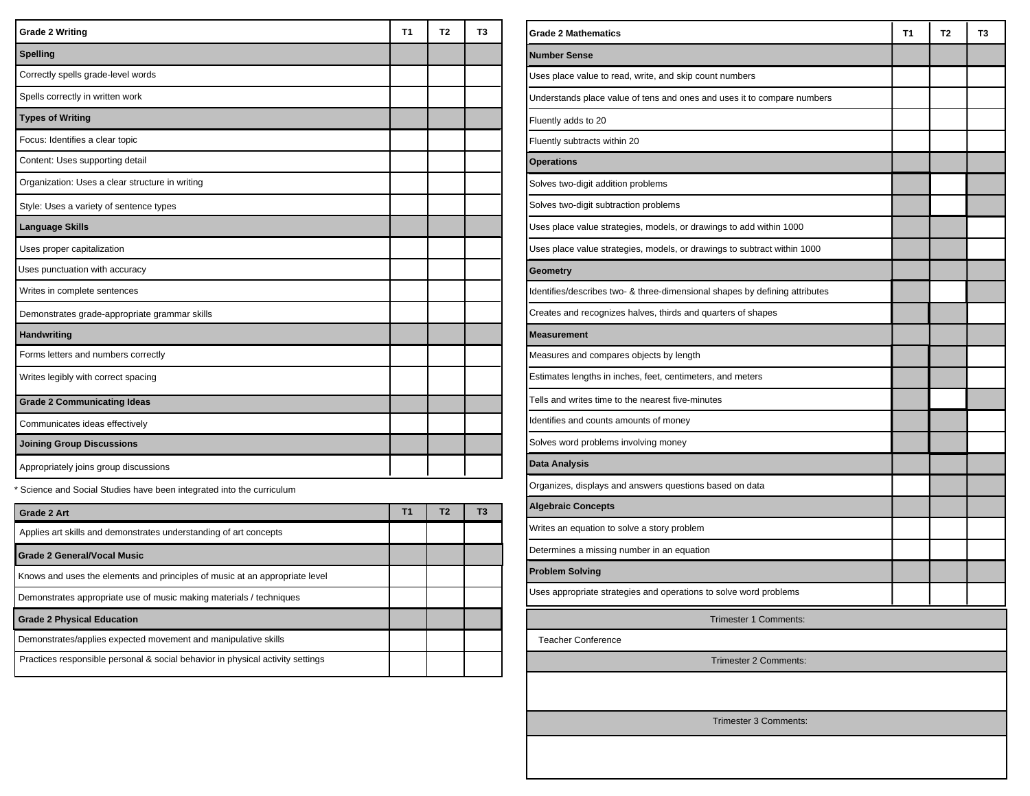| Grade 2 Writing | T1 | T2 | T3 |
|---|---|---|---|
| **Spelling** | | | |
| Correctly spells grade-level words | | | |
| Spells correctly in written work | | | |
| **Types of Writing** | | | |
| Focus: Identifies a clear topic | | | |
| Content: Uses supporting detail | | | |
| Organization: Uses a clear structure in writing | | | |
| Style: Uses a variety of sentence types | | | |
| **Language Skills** | | | |
| Uses proper capitalization | | | |
| Uses punctuation with accuracy | | | |
| Writes in complete sentences | | | |
| Demonstrates grade-appropriate grammar skills | | | |
| **Handwriting** | | | |
| Forms letters and numbers correctly | | | |
| Writes legibly with correct spacing | | | |
| **Grade 2 Communicating Ideas** | | | |
| Communicates ideas effectively | | | |
| **Joining Group Discussions** | | | |
| Appropriately joins group discussions | | | |

* Science and Social Studies have been integrated into the curriculum

| Grade 2 Art | T1 | T2 | T3 |
|---|---|---|---|
| Applies art skills and demonstrates understanding of art concepts | | | |
| **Grade 2 General/Vocal Music** | | | |
| Knows and uses the elements and principles of music at an appropriate level | | | |
| Demonstrates appropriate use of music making materials / techniques | | | |
| **Grade 2 Physical Education** | | | |
| Demonstrates/applies expected movement and manipulative skills | | | |
| Practices responsible personal & social behavior in physical activity settings | | | |

| Grade 2 Mathematics | T1 | T2 | T3 |
|---|---|---|---|
| **Number Sense** | | | |
| Uses place value to read, write, and skip count numbers | | | |
| Understands place value of tens and ones and uses it to compare numbers | | | |
| Fluently adds to 20 | | | |
| Fluently subtracts within 20 | | | |
| **Operations** | | | |
| Solves two-digit addition problems | | | |
| Solves two-digit subtraction problems | | | |
| Uses place value strategies, models, or drawings to add within 1000 | | | |
| Uses place value strategies, models, or drawings to subtract within 1000 | | | |
| **Geometry** | | | |
| Identifies/describes two- & three-dimensional shapes by defining attributes | | | |
| Creates and recognizes halves, thirds and quarters of shapes | | | |
| **Measurement** | | | |
| Measures and compares objects by length | | | |
| Estimates lengths in inches, feet, centimeters, and meters | | | |
| Tells and writes time to the nearest five-minutes | | | |
| Identifies and counts amounts of money | | | |
| Solves word problems involving money | | | |
| **Data Analysis** | | | |
| Organizes, displays and answers questions based on data | | | |
| **Algebraic Concepts** | | | |
| Writes an equation to solve a story problem | | | |
| Determines a missing number in an equation | | | |
| **Problem Solving** | | | |
| Uses appropriate strategies and operations to solve word problems | | | |

Trimester 1 Comments:

Teacher Conference

Trimester 2 Comments:

Trimester 3 Comments: